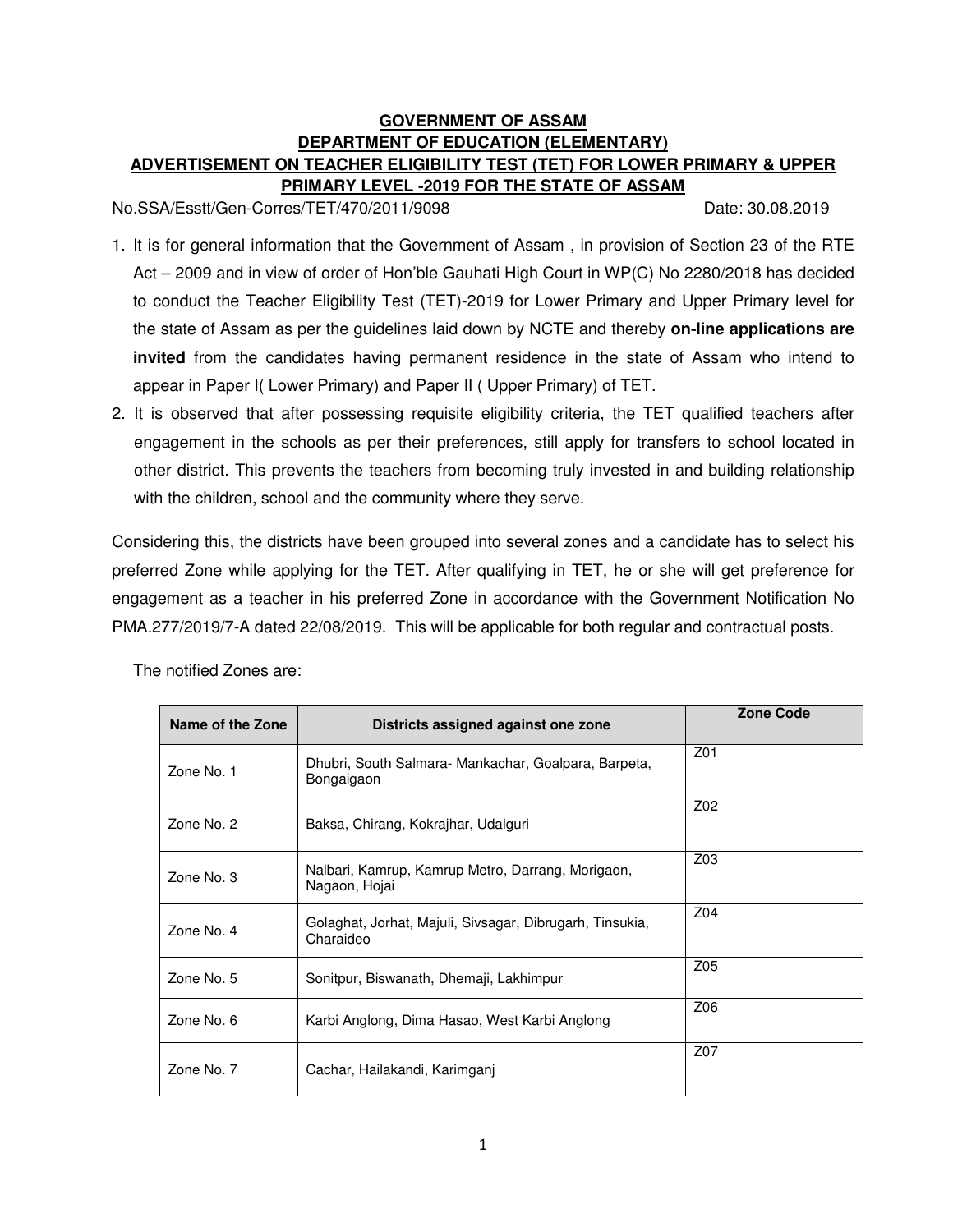# GOVERNMENT OF ASSAM

## DEPARTMENT OF EDUCATION (ELEMENTARY)

## ADVERTISEMENT ON TEACHER ELIGIBILITY TEST (TET) FOR LOWER PRIMARY & UPPER PRIMARY LEVEL -2019 FOR THE STATE OF ASSAM

No.SSA/Esstt/Gen-Corres/TET/470/2011/9098 Date: 30.08.2019

1. It is for general information that the Government of Assam , in provision of Section 23 of the RTE Act – 2009 and in view of order of Hon'ble Gauhati High Court in WP(C) No 2280/2018 has decided to conduct the Teacher Eligibility Test (TET)-2019 for Lower Primary and Upper Primary level for the state of Assam as per the guidelines laid down by NCTE and thereby **on-line applications are invited** from the candidates having permanent residence in the state of Assam who intend to appear in Paper I( Lower Primary) and Paper II ( Upper Primary) of TET.
2. It is observed that after possessing requisite eligibility criteria, the TET qualified teachers after engagement in the schools as per their preferences, still apply for transfers to school located in other district. This prevents the teachers from becoming truly invested in and building relationship with the children, school and the community where they serve.

Considering this, the districts have been grouped into several zones and a candidate has to select his preferred Zone while applying for the TET. After qualifying in TET, he or she will get preference for engagement as a teacher in his preferred Zone in accordance with the Government Notification No PMA.277/2019/7-A dated 22/08/2019. This will be applicable for both regular and contractual posts.

The notified Zones are:

| Name of the Zone | Districts assigned against one zone | Zone Code |
|---|---|---|
| Zone No. 1 | Dhubri, South Salmara- Mankachar, Goalpara, Barpeta, Bongaigaon | Z01 |
| Zone No. 2 | Baksa, Chirang, Kokrajhar, Udalguri | Z02 |
| Zone No. 3 | Nalbari, Kamrup, Kamrup Metro, Darrang, Morigaon, Nagaon, Hojai | Z03 |
| Zone No. 4 | Golaghat, Jorhat, Majuli, Sivsagar, Dibrugarh, Tinsukia, Charaideo | Z04 |
| Zone No. 5 | Sonitpur, Biswanath, Dhemaji, Lakhimpur | Z05 |
| Zone No. 6 | Karbi Anglong, Dima Hasao, West Karbi Anglong | Z06 |
| Zone No. 7 | Cachar, Hailakandi, Karimganj | Z07 |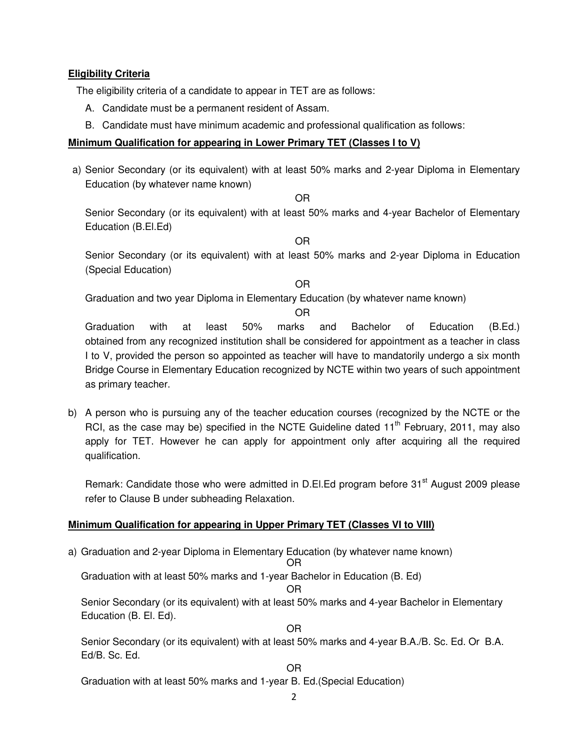**Eligibility Criteria**

The eligibility criteria of a candidate to appear in TET are as follows:

A. Candidate must be a permanent resident of Assam.
B. Candidate must have minimum academic and professional qualification as follows:

**Minimum Qualification for appearing in Lower Primary TET (Classes I to V)**

a) Senior Secondary (or its equivalent) with at least 50% marks and 2-year Diploma in Elementary Education (by whatever name known)

OR

Senior Secondary (or its equivalent) with at least 50% marks and 4-year Bachelor of Elementary Education (B.El.Ed)

OR

Senior Secondary (or its equivalent) with at least 50% marks and 2-year Diploma in Education (Special Education)

OR

Graduation and two year Diploma in Elementary Education (by whatever name known)

OR

Graduation with at least 50% marks and Bachelor of Education (B.Ed.) obtained from any recognized institution shall be considered for appointment as a teacher in class I to V, provided the person so appointed as teacher will have to mandatorily undergo a six month Bridge Course in Elementary Education recognized by NCTE within two years of such appointment as primary teacher.

b) A person who is pursuing any of the teacher education courses (recognized by the NCTE or the RCI, as the case may be) specified in the NCTE Guideline dated 11th February, 2011, may also apply for TET. However he can apply for appointment only after acquiring all the required qualification.

Remark: Candidate those who were admitted in D.El.Ed program before 31st August 2009 please refer to Clause B under subheading Relaxation.

**Minimum Qualification for appearing in Upper Primary TET (Classes VI to VIII)**

a) Graduation and 2-year Diploma in Elementary Education (by whatever name known)

OR

Graduation with at least 50% marks and 1-year Bachelor in Education (B. Ed)

OR

Senior Secondary (or its equivalent) with at least 50% marks and 4-year Bachelor in Elementary Education (B. El. Ed).

OR

Senior Secondary (or its equivalent) with at least 50% marks and 4-year B.A./B. Sc. Ed. Or B.A. Ed/B. Sc. Ed.

OR

Graduation with at least 50% marks and 1-year B. Ed.(Special Education)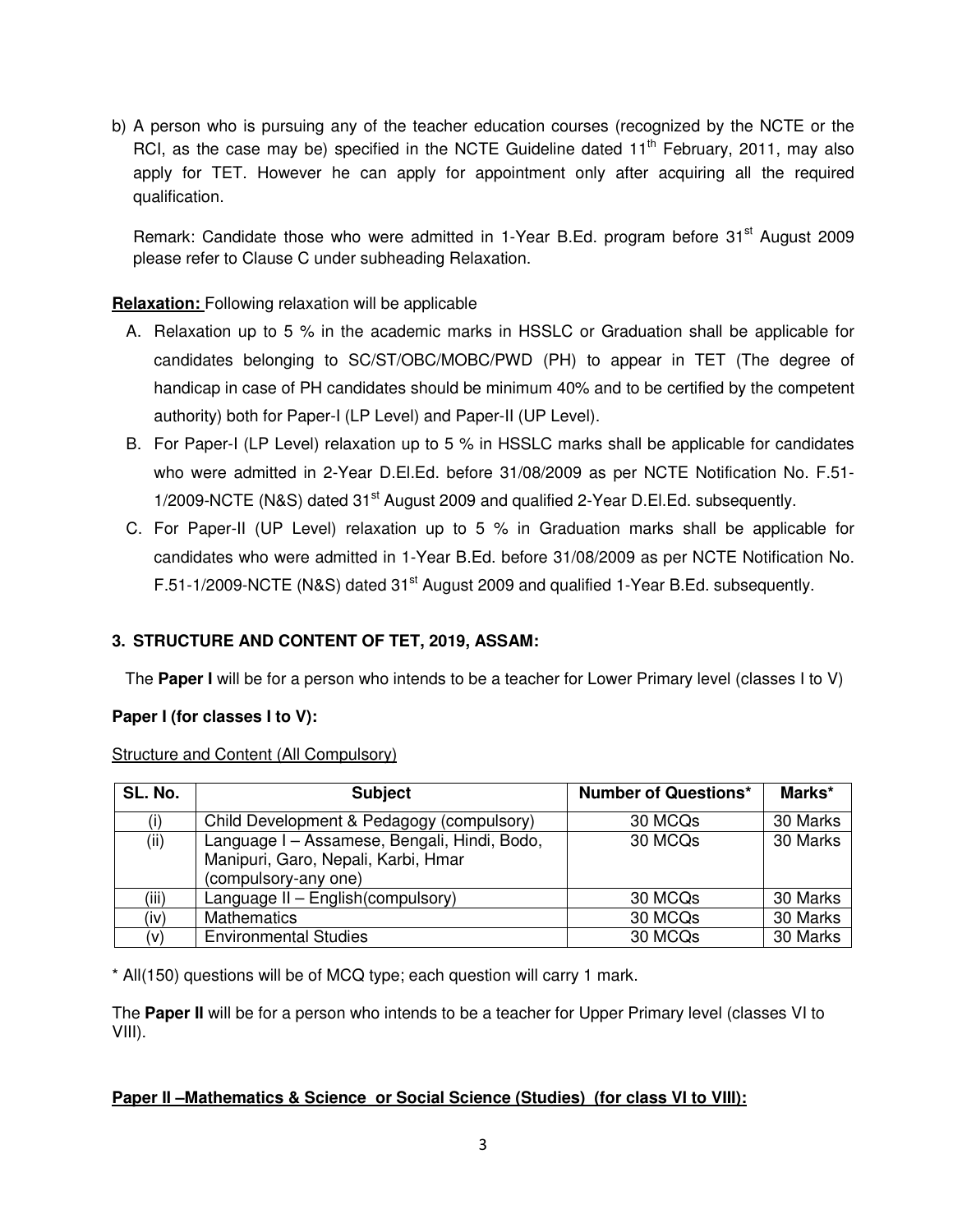b) A person who is pursuing any of the teacher education courses (recognized by the NCTE or the RCI, as the case may be) specified in the NCTE Guideline dated 11th February, 2011, may also apply for TET. However he can apply for appointment only after acquiring all the required qualification.

Remark: Candidate those who were admitted in 1-Year B.Ed. program before 31st August 2009 please refer to Clause C under subheading Relaxation.

**Relaxation:** Following relaxation will be applicable

A. Relaxation up to 5 % in the academic marks in HSSLC or Graduation shall be applicable for candidates belonging to SC/ST/OBC/MOBC/PWD (PH) to appear in TET (The degree of handicap in case of PH candidates should be minimum 40% and to be certified by the competent authority) both for Paper-I (LP Level) and Paper-II (UP Level).

B. For Paper-I (LP Level) relaxation up to 5 % in HSSLC marks shall be applicable for candidates who were admitted in 2-Year D.El.Ed. before 31/08/2009 as per NCTE Notification No. F.51-1/2009-NCTE (N&S) dated 31st August 2009 and qualified 2-Year D.El.Ed. subsequently.

C. For Paper-II (UP Level) relaxation up to 5 % in Graduation marks shall be applicable for candidates who were admitted in 1-Year B.Ed. before 31/08/2009 as per NCTE Notification No. F.51-1/2009-NCTE (N&S) dated 31st August 2009 and qualified 1-Year B.Ed. subsequently.

## 3. STRUCTURE AND CONTENT OF TET, 2019, ASSAM:

The **Paper I** will be for a person who intends to be a teacher for Lower Primary level (classes I to V)

**Paper I (for classes I to V):**

Structure and Content (All Compulsory)

| SL. No. | Subject | Number of Questions* | Marks* |
|---|---|---|---|
| (i) | Child Development & Pedagogy (compulsory) | 30 MCQs | 30 Marks |
| (ii) | Language I – Assamese, Bengali, Hindi, Bodo, Manipuri, Garo, Nepali, Karbi, Hmar (compulsory-any one) | 30 MCQs | 30 Marks |
| (iii) | Language II – English(compulsory) | 30 MCQs | 30 Marks |
| (iv) | Mathematics | 30 MCQs | 30 Marks |
| (v) | Environmental Studies | 30 MCQs | 30 Marks |

* All(150) questions will be of MCQ type; each question will carry 1 mark.

The **Paper II** will be for a person who intends to be a teacher for Upper Primary level (classes VI to VIII).

**Paper II –Mathematics & Science or Social Science (Studies) (for class VI to VIII):**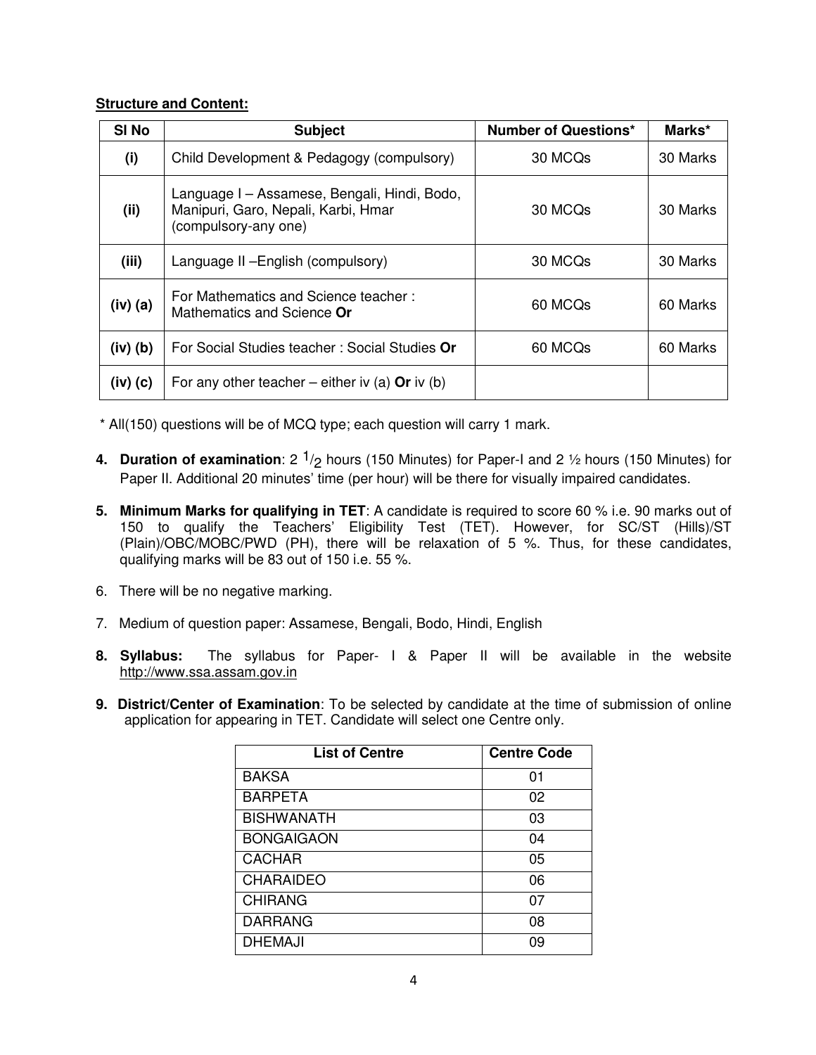**Structure and Content:**

| Sl No | Subject | Number of Questions* | Marks* |
|---|---|---|---|
| (i) | Child Development & Pedagogy (compulsory) | 30 MCQs | 30 Marks |
| (ii) | Language I – Assamese, Bengali, Hindi, Bodo, Manipuri, Garo, Nepali, Karbi, Hmar (compulsory-any one) | 30 MCQs | 30 Marks |
| (iii) | Language II –English (compulsory) | 30 MCQs | 30 Marks |
| (iv) (a) | For Mathematics and Science teacher : Mathematics and Science **Or** | 60 MCQs | 60 Marks |
| (iv) (b) | For Social Studies teacher : Social Studies **Or** | 60 MCQs | 60 Marks |
| (iv) (c) | For any other teacher – either iv (a) **Or** iv (b) | | |

\* All(150) questions will be of MCQ type; each question will carry 1 mark.

4. **Duration of examination**: 2 $^1/_2$ hours (150 Minutes) for Paper-I and 2 ½ hours (150 Minutes) for Paper II. Additional 20 minutes' time (per hour) will be there for visually impaired candidates.

5. **Minimum Marks for qualifying in TET**: A candidate is required to score 60 % i.e. 90 marks out of 150 to qualify the Teachers' Eligibility Test (TET). However, for SC/ST (Hills)/ST (Plain)/OBC/MOBC/PWD (PH), there will be relaxation of 5 %. Thus, for these candidates, qualifying marks will be 83 out of 150 i.e. 55 %.

6. There will be no negative marking.

7. Medium of question paper: Assamese, Bengali, Bodo, Hindi, English

8. **Syllabus:** The syllabus for Paper- I & Paper II will be available in the website http://www.ssa.assam.gov.in

9. **District/Center of Examination**: To be selected by candidate at the time of submission of online application for appearing in TET. Candidate will select one Centre only.

| List of Centre | Centre Code |
|---|---|
| BAKSA | 01 |
| BARPETA | 02 |
| BISHWANATH | 03 |
| BONGAIGAON | 04 |
| CACHAR | 05 |
| CHARAIDEO | 06 |
| CHIRANG | 07 |
| DARRANG | 08 |
| DHEMAJI | 09 |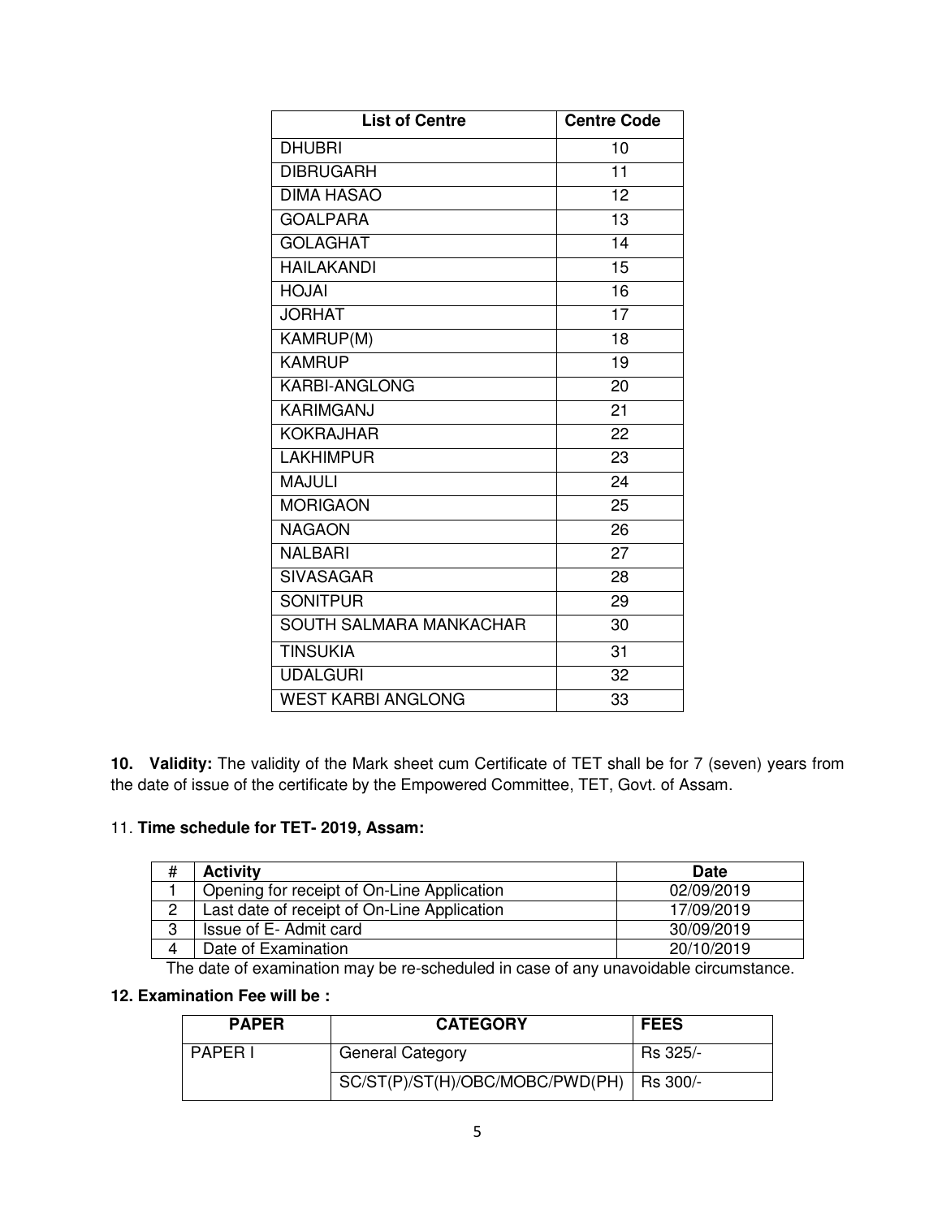| List of Centre | Centre Code |
|---|---|
| DHUBRI | 10 |
| DIBRUGARH | 11 |
| DIMA HASAO | 12 |
| GOALPARA | 13 |
| GOLAGHAT | 14 |
| HAILAKANDI | 15 |
| HOJAI | 16 |
| JORHAT | 17 |
| KAMRUP(M) | 18 |
| KAMRUP | 19 |
| KARBI-ANGLONG | 20 |
| KARIMGANJ | 21 |
| KOKRAJHAR | 22 |
| LAKHIMPUR | 23 |
| MAJULI | 24 |
| MORIGAON | 25 |
| NAGAON | 26 |
| NALBARI | 27 |
| SIVASAGAR | 28 |
| SONITPUR | 29 |
| SOUTH SALMARA MANKACHAR | 30 |
| TINSUKIA | 31 |
| UDALGURI | 32 |
| WEST KARBI ANGLONG | 33 |

**10. Validity:** The validity of the Mark sheet cum Certificate of TET shall be for 7 (seven) years from the date of issue of the certificate by the Empowered Committee, TET, Govt. of Assam.

11. **Time schedule for TET- 2019, Assam:**

| # | Activity | Date |
|---|---|---|
| 1 | Opening for receipt of On-Line Application | 02/09/2019 |
| 2 | Last date of receipt of On-Line Application | 17/09/2019 |
| 3 | Issue of E- Admit card | 30/09/2019 |
| 4 | Date of Examination | 20/10/2019 |

The date of examination may be re-scheduled in case of any unavoidable circumstance.

**12. Examination Fee will be :**

| PAPER | CATEGORY | FEES |
|---|---|---|
| PAPER I | General Category | Rs 325/- |
| | SC/ST(P)/ST(H)/OBC/MOBC/PWD(PH) | Rs 300/- |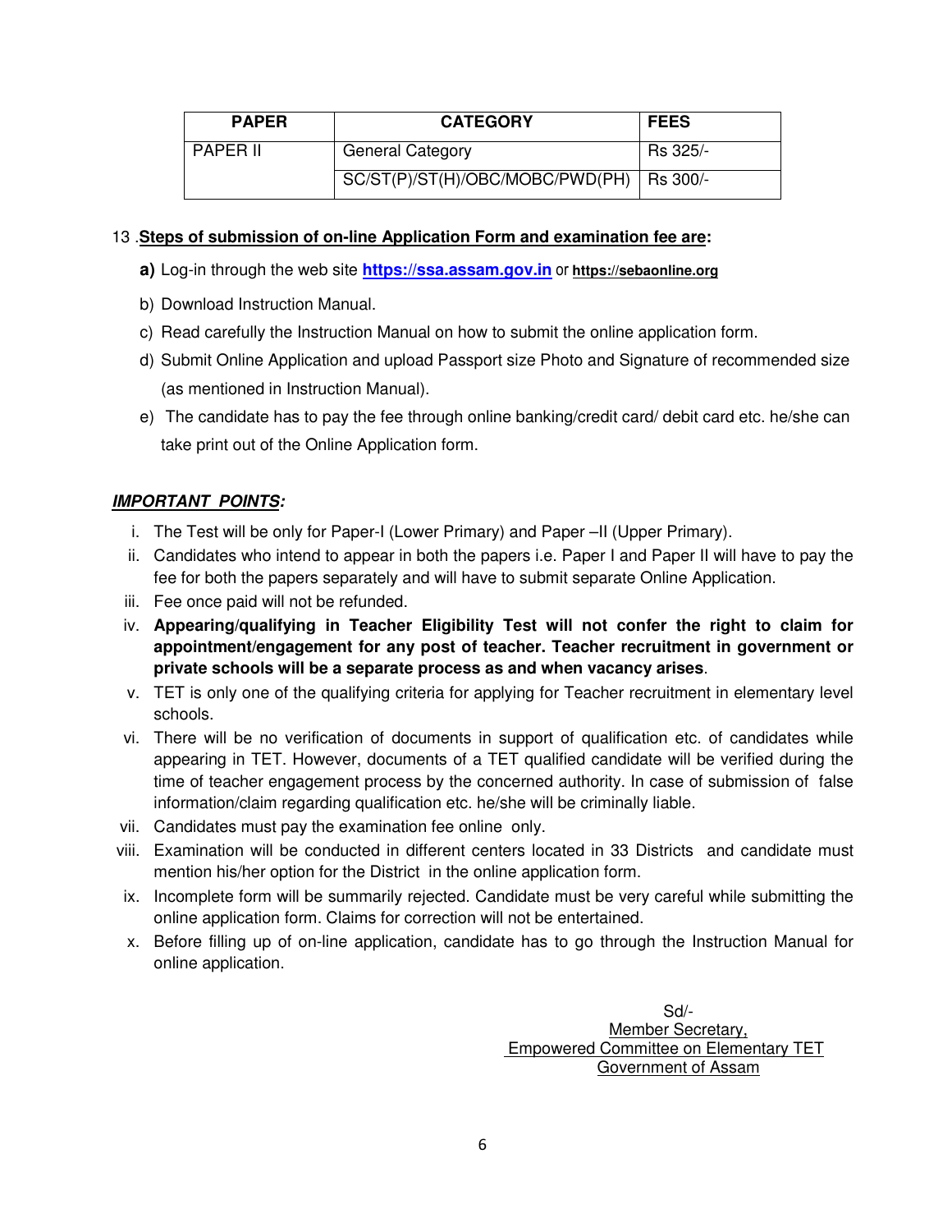| PAPER | CATEGORY | FEES |
|---|---|---|
| PAPER II | General Category | Rs 325/- |
| | SC/ST(P)/ST(H)/OBC/MOBC/PWD(PH) | Rs 300/- |

13 .**Steps of submission of on-line Application Form and examination fee are:**

**a)** Log-in through the web site **https://ssa.assam.gov.in** or **https://sebaonline.org**

b) Download Instruction Manual.

c) Read carefully the Instruction Manual on how to submit the online application form.

d) Submit Online Application and upload Passport size Photo and Signature of recommended size (as mentioned in Instruction Manual).

e) The candidate has to pay the fee through online banking/credit card/ debit card etc. he/she can take print out of the Online Application form.

***IMPORTANT POINTS:***

i. The Test will be only for Paper-I (Lower Primary) and Paper –II (Upper Primary).

ii. Candidates who intend to appear in both the papers i.e. Paper I and Paper II will have to pay the fee for both the papers separately and will have to submit separate Online Application.

iii. Fee once paid will not be refunded.

iv. **Appearing/qualifying in Teacher Eligibility Test will not confer the right to claim for appointment/engagement for any post of teacher. Teacher recruitment in government or private schools will be a separate process as and when vacancy arises**.

v. TET is only one of the qualifying criteria for applying for Teacher recruitment in elementary level schools.

vi. There will be no verification of documents in support of qualification etc. of candidates while appearing in TET. However, documents of a TET qualified candidate will be verified during the time of teacher engagement process by the concerned authority. In case of submission of false information/claim regarding qualification etc. he/she will be criminally liable.

vii. Candidates must pay the examination fee online only.

viii. Examination will be conducted in different centers located in 33 Districts and candidate must mention his/her option for the District in the online application form.

ix. Incomplete form will be summarily rejected. Candidate must be very careful while submitting the online application form. Claims for correction will not be entertained.

x. Before filling up of on-line application, candidate has to go through the Instruction Manual for online application.

Sd/-
Member Secretary,
Empowered Committee on Elementary TET
Government of Assam